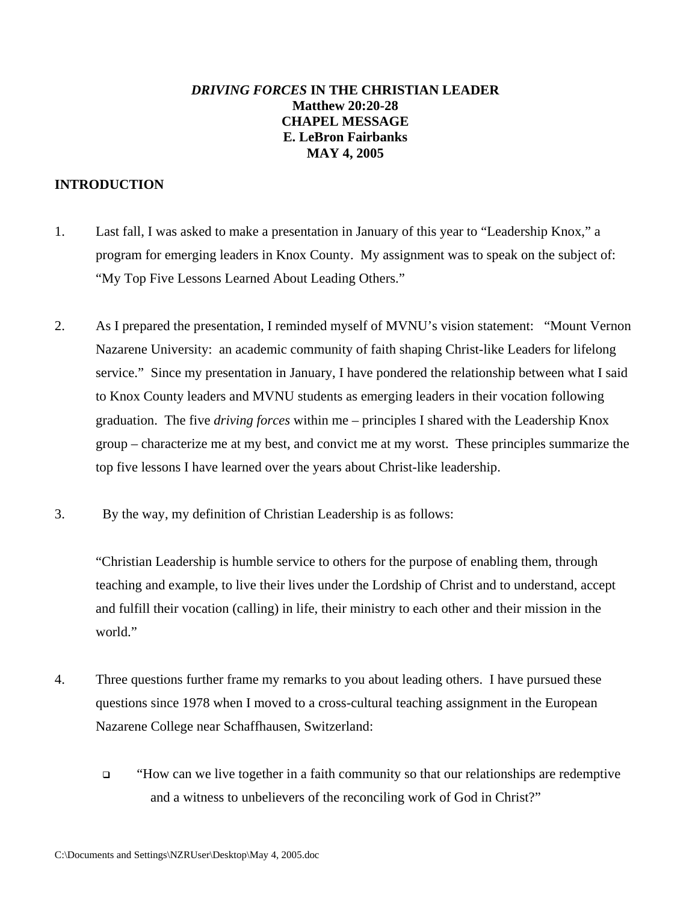# *DRIVING FORCES* IN THE CHRISTIAN LEADER

**Matthew 20:20-28**
**CHAPEL MESSAGE**
**E. LeBron Fairbanks**
**MAY 4, 2005**

## INTRODUCTION

1. Last fall, I was asked to make a presentation in January of this year to "Leadership Knox," a program for emerging leaders in Knox County. My assignment was to speak on the subject of: "My Top Five Lessons Learned About Leading Others."

2. As I prepared the presentation, I reminded myself of MVNU's vision statement: "Mount Vernon Nazarene University: an academic community of faith shaping Christ-like Leaders for lifelong service." Since my presentation in January, I have pondered the relationship between what I said to Knox County leaders and MVNU students as emerging leaders in their vocation following graduation. The five *driving forces* within me – principles I shared with the Leadership Knox group – characterize me at my best, and convict me at my worst. These principles summarize the top five lessons I have learned over the years about Christ-like leadership.

3. By the way, my definition of Christian Leadership is as follows:

   "Christian Leadership is humble service to others for the purpose of enabling them, through teaching and example, to live their lives under the Lordship of Christ and to understand, accept and fulfill their vocation (calling) in life, their ministry to each other and their mission in the world."

4. Three questions further frame my remarks to you about leading others. I have pursued these questions since 1978 when I moved to a cross-cultural teaching assignment in the European Nazarene College near Schaffhausen, Switzerland:

   - "How can we live together in a faith community so that our relationships are redemptive and a witness to unbelievers of the reconciling work of God in Christ?"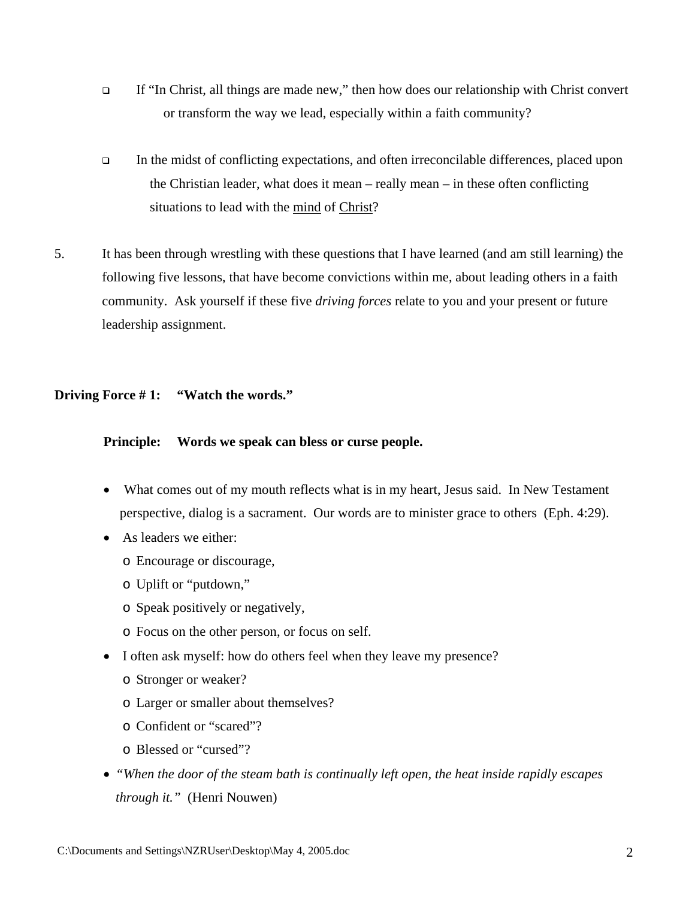- If "In Christ, all things are made new," then how does our relationship with Christ convert or transform the way we lead, especially within a faith community?

- In the midst of conflicting expectations, and often irreconcilable differences, placed upon the Christian leader, what does it mean – really mean – in these often conflicting situations to lead with the <u>mind</u> of <u>Christ</u>?

5. It has been through wrestling with these questions that I have learned (and am still learning) the following five lessons, that have become convictions within me, about leading others in a faith community. Ask yourself if these five *driving forces* relate to you and your present or future leadership assignment.

**Driving Force # 1: "Watch the words."**

**Principle: Words we speak can bless or curse people.**

- What comes out of my mouth reflects what is in my heart, Jesus said. In New Testament perspective, dialog is a sacrament. Our words are to minister grace to others (Eph. 4:29).
- As leaders we either:
  - Encourage or discourage,
  - Uplift or "putdown,"
  - Speak positively or negatively,
  - Focus on the other person, or focus on self.
- I often ask myself: how do others feel when they leave my presence?
  - Stronger or weaker?
  - Larger or smaller about themselves?
  - Confident or "scared"?
  - Blessed or "cursed"?
- *"When the door of the steam bath is continually left open, the heat inside rapidly escapes through it."* (Henri Nouwen)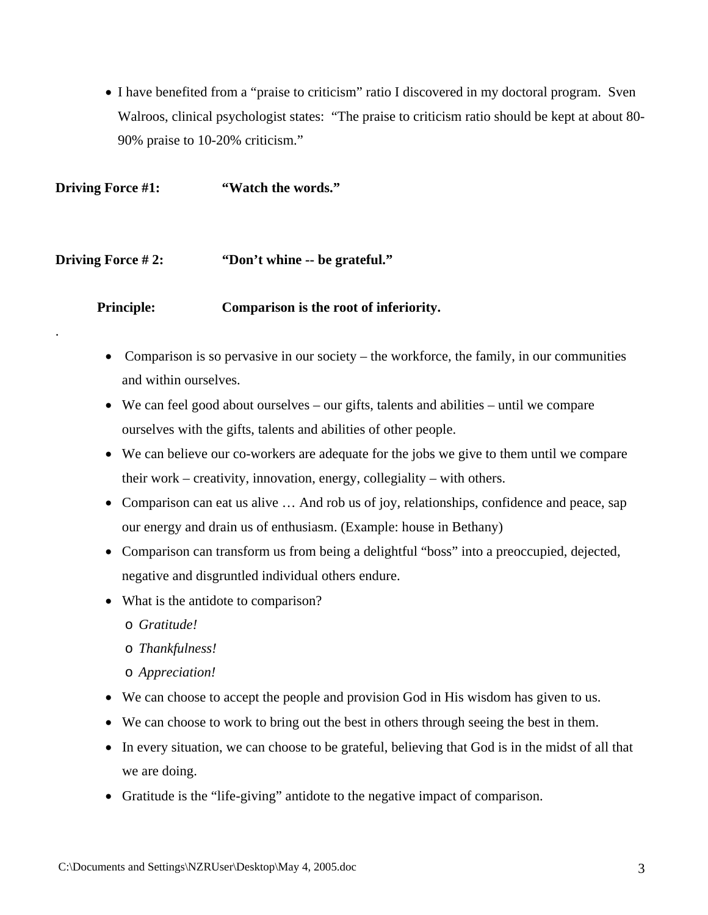- I have benefited from a "praise to criticism" ratio I discovered in my doctoral program. Sven Walroos, clinical psychologist states: "The praise to criticism ratio should be kept at about 80-90% praise to 10-20% criticism."

**Driving Force #1:** **"Watch the words."**

**Driving Force # 2:** **"Don't whine -- be grateful."**

**Principle:** **Comparison is the root of inferiority.**

.

- Comparison is so pervasive in our society – the workforce, the family, in our communities and within ourselves.
- We can feel good about ourselves – our gifts, talents and abilities – until we compare ourselves with the gifts, talents and abilities of other people.
- We can believe our co-workers are adequate for the jobs we give to them until we compare their work – creativity, innovation, energy, collegiality – with others.
- Comparison can eat us alive … And rob us of joy, relationships, confidence and peace, sap our energy and drain us of enthusiasm. (Example: house in Bethany)
- Comparison can transform us from being a delightful "boss" into a preoccupied, dejected, negative and disgruntled individual others endure.
- What is the antidote to comparison?
  - *Gratitude!*
  - *Thankfulness!*
  - *Appreciation!*
- We can choose to accept the people and provision God in His wisdom has given to us.
- We can choose to work to bring out the best in others through seeing the best in them.
- In every situation, we can choose to be grateful, believing that God is in the midst of all that we are doing.
- Gratitude is the "life-giving" antidote to the negative impact of comparison.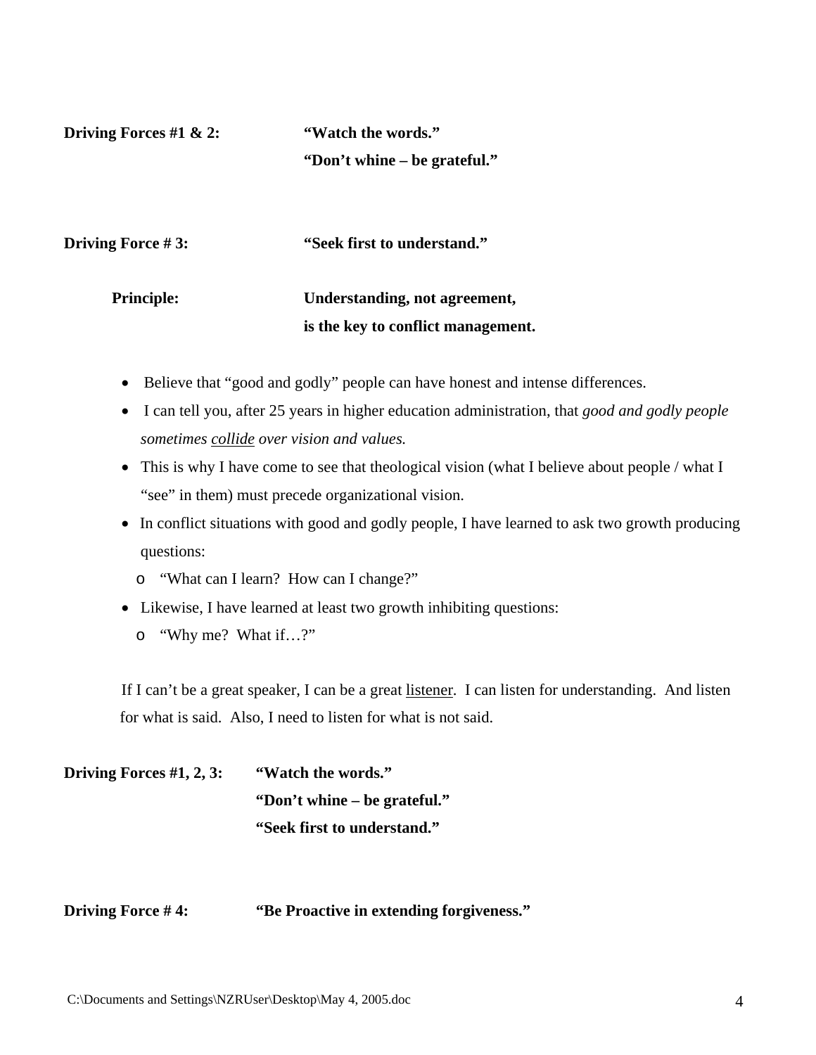**Driving Forces #1 & 2:** **"Watch the words."**
**"Don't whine – be grateful."**

**Driving Force # 3:** **"Seek first to understand."**

**Principle:** **Understanding, not agreement, is the key to conflict management.**

- Believe that "good and godly" people can have honest and intense differences.
- I can tell you, after 25 years in higher education administration, that *good and godly people sometimes collide over vision and values.*
- This is why I have come to see that theological vision (what I believe about people / what I "see" in them) must precede organizational vision.
- In conflict situations with good and godly people, I have learned to ask two growth producing questions:
  - "What can I learn? How can I change?"
- Likewise, I have learned at least two growth inhibiting questions:
  - "Why me? What if…?"

If I can't be a great speaker, I can be a great listener. I can listen for understanding. And listen for what is said. Also, I need to listen for what is not said.

**Driving Forces #1, 2, 3:** **"Watch the words."**
**"Don't whine – be grateful."**
**"Seek first to understand."**

**Driving Force # 4:** **"Be Proactive in extending forgiveness."**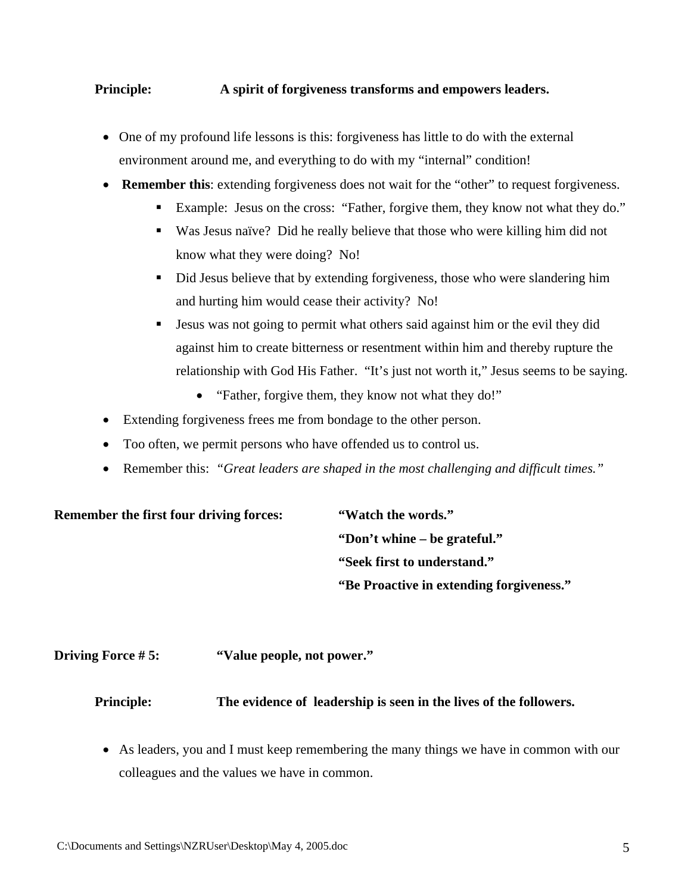**Principle:** **A spirit of forgiveness transforms and empowers leaders.**

- One of my profound life lessons is this: forgiveness has little to do with the external environment around me, and everything to do with my "internal" condition!
- **Remember this**: extending forgiveness does not wait for the "other" to request forgiveness.
  - Example: Jesus on the cross: "Father, forgive them, they know not what they do."
  - Was Jesus naïve? Did he really believe that those who were killing him did not know what they were doing? No!
  - Did Jesus believe that by extending forgiveness, those who were slandering him and hurting him would cease their activity? No!
  - Jesus was not going to permit what others said against him or the evil they did against him to create bitterness or resentment within him and thereby rupture the relationship with God His Father. "It's just not worth it," Jesus seems to be saying.
    - "Father, forgive them, they know not what they do!"
- Extending forgiveness frees me from bondage to the other person.
- Too often, we permit persons who have offended us to control us.
- Remember this: *"Great leaders are shaped in the most challenging and difficult times."*

**Remember the first four driving forces:**
**"Watch the words."**
**"Don't whine – be grateful."**
**"Seek first to understand."**
**"Be Proactive in extending forgiveness."**

**Driving Force # 5:** **"Value people, not power."**

**Principle:** **The evidence of leadership is seen in the lives of the followers.**

- As leaders, you and I must keep remembering the many things we have in common with our colleagues and the values we have in common.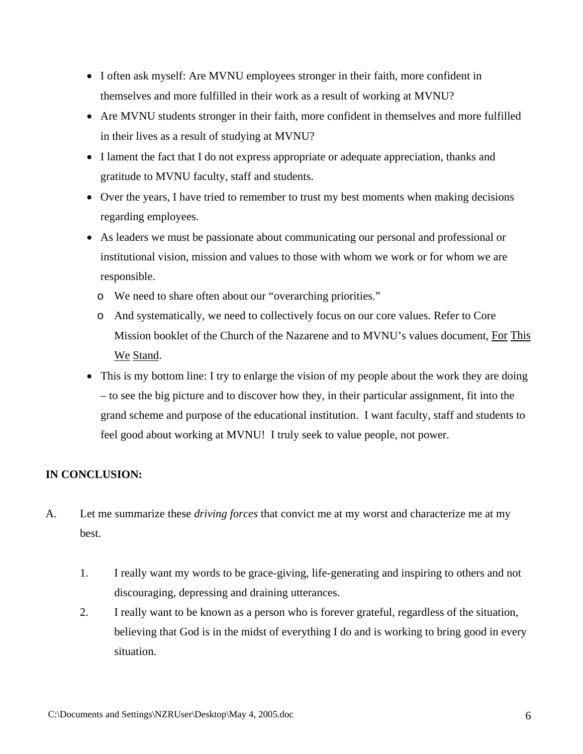- I often ask myself: Are MVNU employees stronger in their faith, more confident in themselves and more fulfilled in their work as a result of working at MVNU?
- Are MVNU students stronger in their faith, more confident in themselves and more fulfilled in their lives as a result of studying at MVNU?
- I lament the fact that I do not express appropriate or adequate appreciation, thanks and gratitude to MVNU faculty, staff and students.
- Over the years, I have tried to remember to trust my best moments when making decisions regarding employees.
- As leaders we must be passionate about communicating our personal and professional or institutional vision, mission and values to those with whom we work or for whom we are responsible.
  - We need to share often about our "overarching priorities."
  - And systematically, we need to collectively focus on our core values. Refer to Core Mission booklet of the Church of the Nazarene and to MVNU's values document, <u>For This We Stand</u>.
- This is my bottom line: I try to enlarge the vision of my people about the work they are doing – to see the big picture and to discover how they, in their particular assignment, fit into the grand scheme and purpose of the educational institution. I want faculty, staff and students to feel good about working at MVNU! I truly seek to value people, not power.

**IN CONCLUSION:**

A. Let me summarize these *driving forces* that convict me at my worst and characterize me at my best.

   1. I really want my words to be grace-giving, life-generating and inspiring to others and not discouraging, depressing and draining utterances.
   2. I really want to be known as a person who is forever grateful, regardless of the situation, believing that God is in the midst of everything I do and is working to bring good in every situation.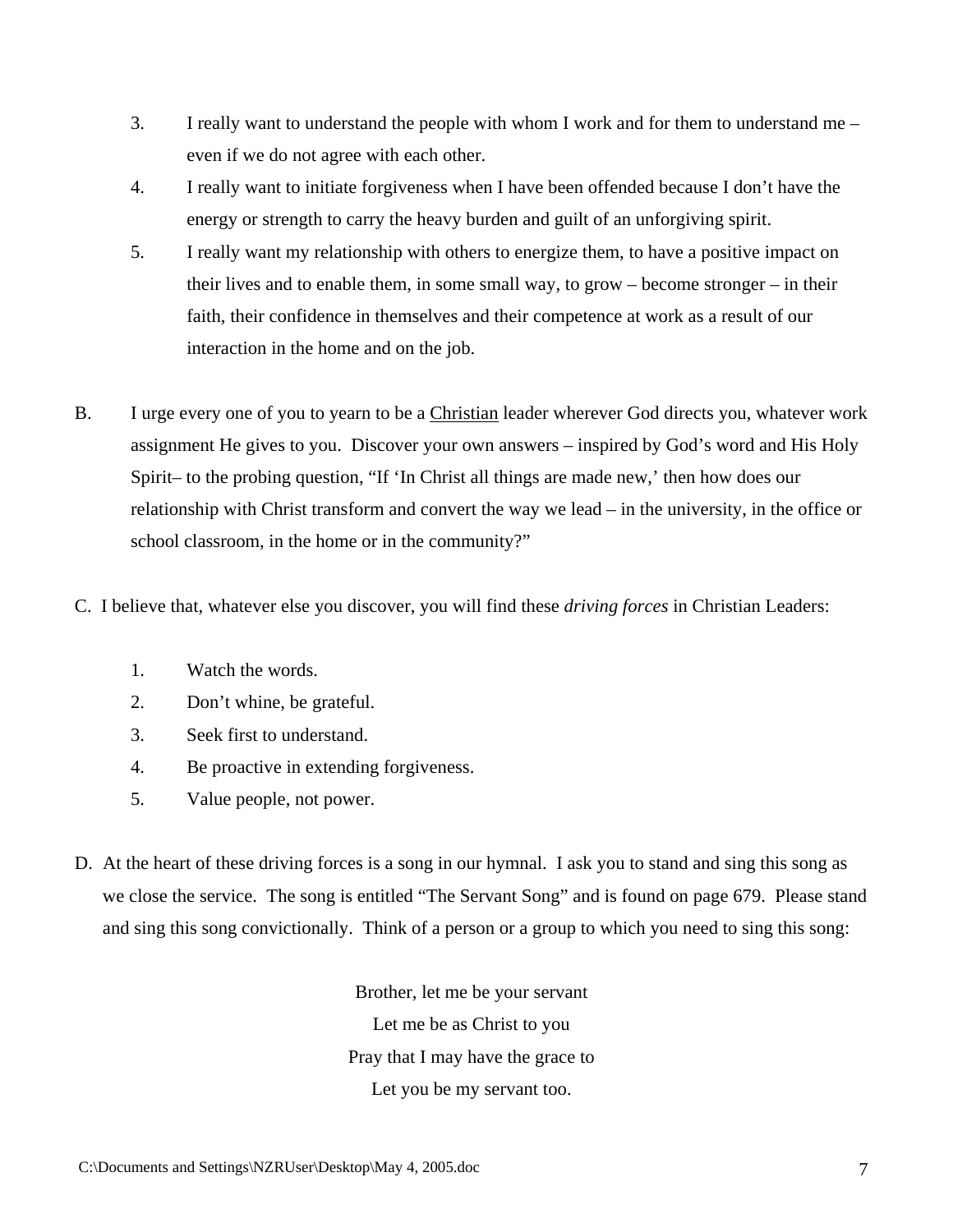3. I really want to understand the people with whom I work and for them to understand me – even if we do not agree with each other.
4. I really want to initiate forgiveness when I have been offended because I don't have the energy or strength to carry the heavy burden and guilt of an unforgiving spirit.
5. I really want my relationship with others to energize them, to have a positive impact on their lives and to enable them, in some small way, to grow – become stronger – in their faith, their confidence in themselves and their competence at work as a result of our interaction in the home and on the job.

B. I urge every one of you to yearn to be a <u>Christian</u> leader wherever God directs you, whatever work assignment He gives to you. Discover your own answers – inspired by God's word and His Holy Spirit– to the probing question, "If 'In Christ all things are made new,' then how does our relationship with Christ transform and convert the way we lead – in the university, in the office or school classroom, in the home or in the community?"

C. I believe that, whatever else you discover, you will find these *driving forces* in Christian Leaders:

1. Watch the words.
2. Don't whine, be grateful.
3. Seek first to understand.
4. Be proactive in extending forgiveness.
5. Value people, not power.

D. At the heart of these driving forces is a song in our hymnal. I ask you to stand and sing this song as we close the service. The song is entitled "The Servant Song" and is found on page 679. Please stand and sing this song convictionally. Think of a person or a group to which you need to sing this song:

Brother, let me be your servant
Let me be as Christ to you
Pray that I may have the grace to
Let you be my servant too.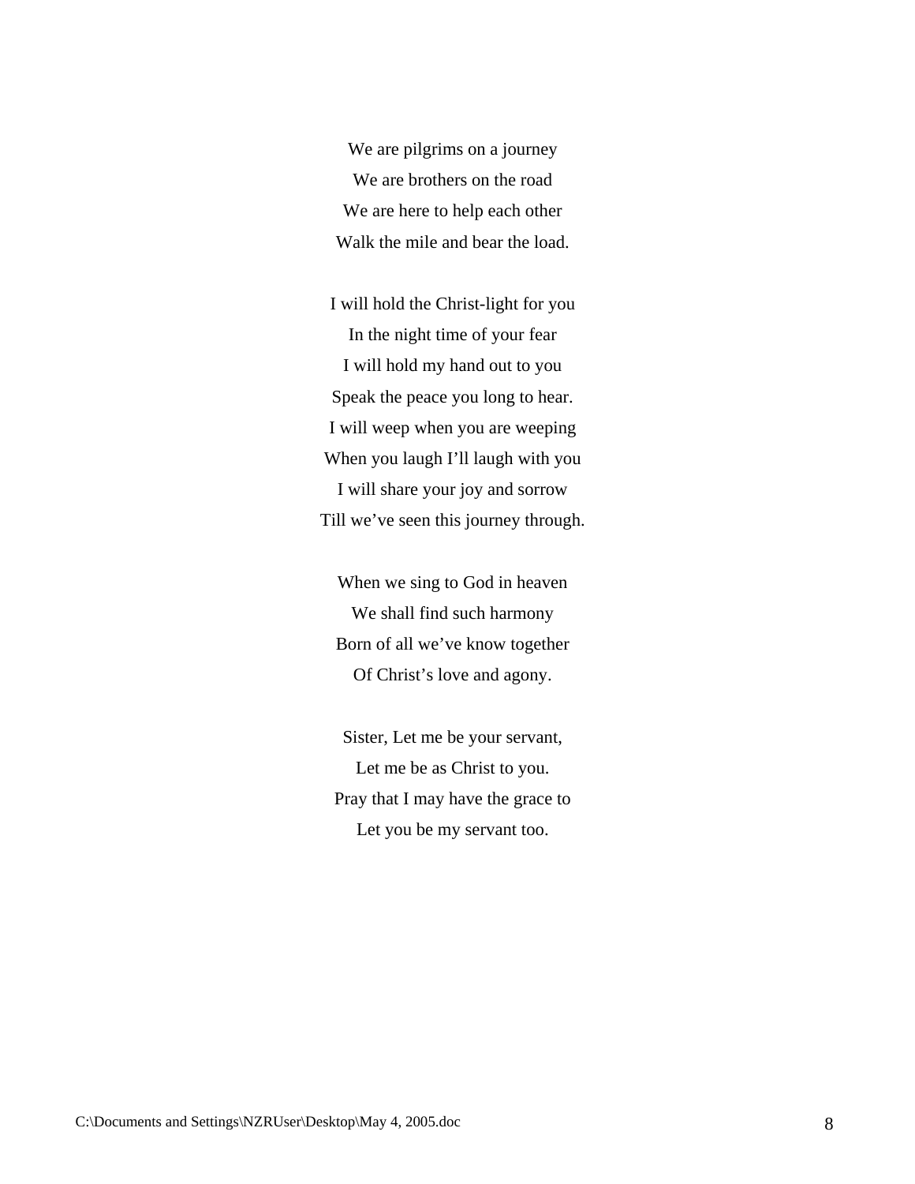We are pilgrims on a journey
We are brothers on the road
We are here to help each other
Walk the mile and bear the load.

I will hold the Christ-light for you
In the night time of your fear
I will hold my hand out to you
Speak the peace you long to hear.
I will weep when you are weeping
When you laugh I'll laugh with you
I will share your joy and sorrow
Till we've seen this journey through.

When we sing to God in heaven
We shall find such harmony
Born of all we've know together
Of Christ's love and agony.

Sister, Let me be your servant,
Let me be as Christ to you.
Pray that I may have the grace to
Let you be my servant too.